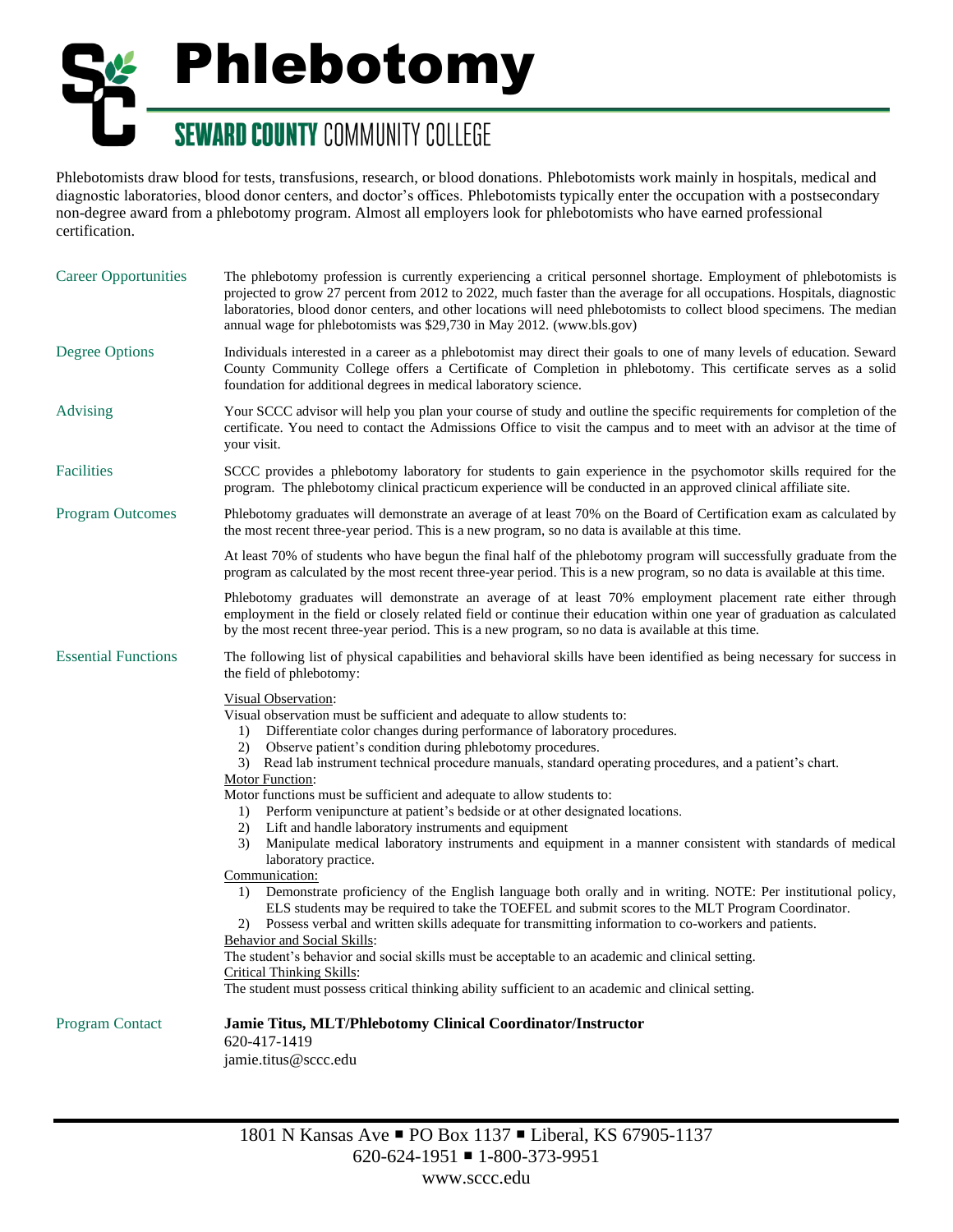# Phlebotomy

## SEWARD COUNTY COMMUNITY COLLEGE

Phlebotomists draw blood for tests, transfusions, research, or blood donations. Phlebotomists work mainly in hospitals, medical and diagnostic laboratories, blood donor centers, and doctor's offices. Phlebotomists typically enter the occupation with a postsecondary non-degree award from a phlebotomy program. Almost all employers look for phlebotomists who have earned professional certification.

### Career Opportunities

The phlebotomy profession is currently experiencing a critical personnel shortage. Employment of phlebotomists is projected to grow 27 percent from 2012 to 2022, much faster than the average for all occupations. Hospitals, diagnostic laboratories, blood donor centers, and other locations will need phlebotomists to collect blood specimens. The median annual wage for phlebotomists was $29,730 in May 2012. (www.bls.gov)

### Degree Options

Individuals interested in a career as a phlebotomist may direct their goals to one of many levels of education. Seward County Community College offers a Certificate of Completion in phlebotomy. This certificate serves as a solid foundation for additional degrees in medical laboratory science.

### Advising

Your SCCC advisor will help you plan your course of study and outline the specific requirements for completion of the certificate. You need to contact the Admissions Office to visit the campus and to meet with an advisor at the time of your visit.

### Facilities

SCCC provides a phlebotomy laboratory for students to gain experience in the psychomotor skills required for the program. The phlebotomy clinical practicum experience will be conducted in an approved clinical affiliate site.

### Program Outcomes

Phlebotomy graduates will demonstrate an average of at least 70% on the Board of Certification exam as calculated by the most recent three-year period. This is a new program, so no data is available at this time.

At least 70% of students who have begun the final half of the phlebotomy program will successfully graduate from the program as calculated by the most recent three-year period. This is a new program, so no data is available at this time.

Phlebotomy graduates will demonstrate an average of at least 70% employment placement rate either through employment in the field or closely related field or continue their education within one year of graduation as calculated by the most recent three-year period. This is a new program, so no data is available at this time.

### Essential Functions

The following list of physical capabilities and behavioral skills have been identified as being necessary for success in the field of phlebotomy:

Visual Observation:
Visual observation must be sufficient and adequate to allow students to:
1) Differentiate color changes during performance of laboratory procedures.
2) Observe patient's condition during phlebotomy procedures.
3) Read lab instrument technical procedure manuals, standard operating procedures, and a patient's chart.

Motor Function:
Motor functions must be sufficient and adequate to allow students to:
1) Perform venipuncture at patient's bedside or at other designated locations.
2) Lift and handle laboratory instruments and equipment
3) Manipulate medical laboratory instruments and equipment in a manner consistent with standards of medical laboratory practice.

Communication:
1) Demonstrate proficiency of the English language both orally and in writing. NOTE: Per institutional policy, ELS students may be required to take the TOEFEL and submit scores to the MLT Program Coordinator.
2) Possess verbal and written skills adequate for transmitting information to co-workers and patients.

Behavior and Social Skills:
The student's behavior and social skills must be acceptable to an academic and clinical setting.

Critical Thinking Skills:
The student must possess critical thinking ability sufficient to an academic and clinical setting.

### Program Contact

**Jamie Titus, MLT/Phlebotomy Clinical Coordinator/Instructor**
620-417-1419
jamie.titus@sccc.edu

1801 N Kansas Ave ▪ PO Box 1137 ▪ Liberal, KS 67905-1137
620-624-1951 ▪ 1-800-373-9951
www.sccc.edu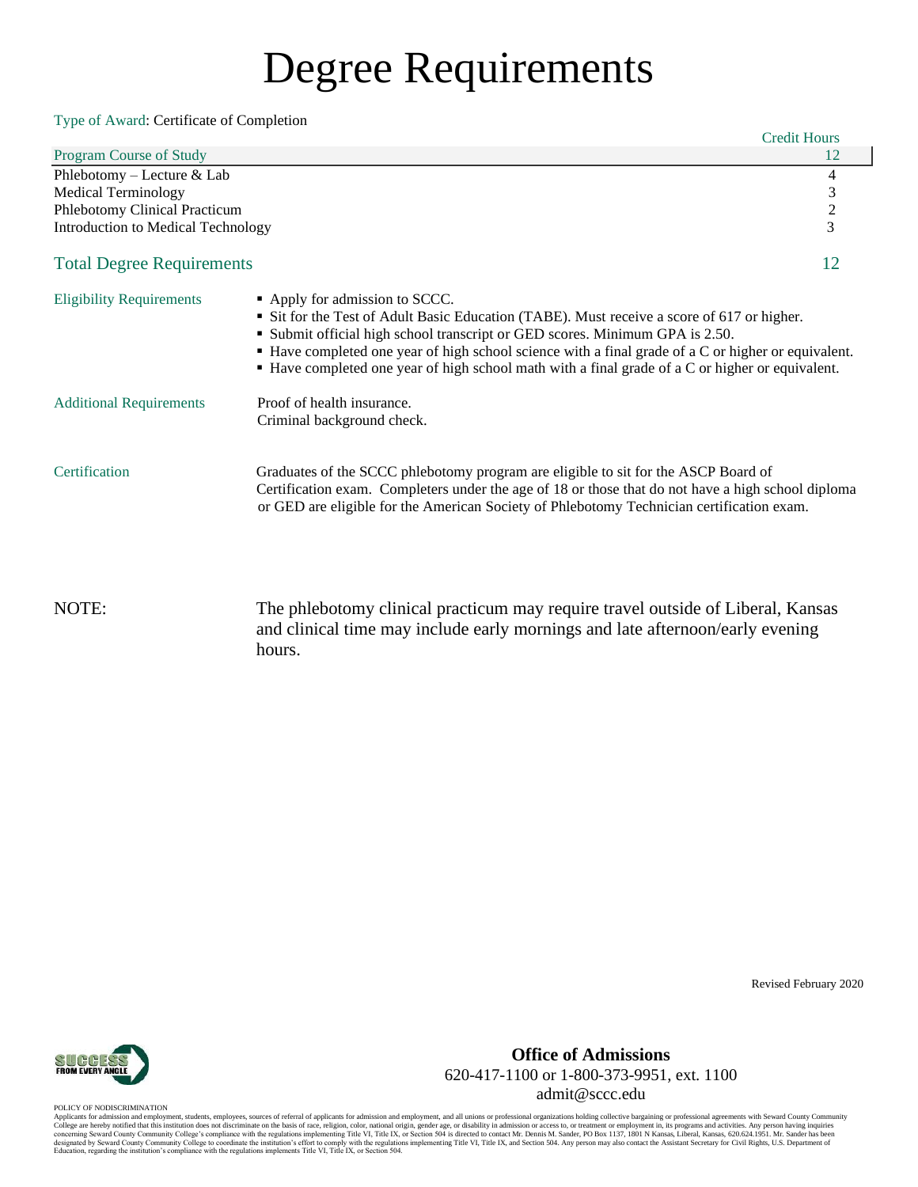# Degree Requirements

Type of Award: Certificate of Completion

| | Credit Hours |
|---|---|
| Program Course of Study | 12 |
| Phlebotomy – Lecture & Lab | 4 |
| Medical Terminology | 3 |
| Phlebotomy Clinical Practicum | 2 |
| Introduction to Medical Technology | 3 |
| **Total Degree Requirements** | **12** |

**Eligibility Requirements**

- Apply for admission to SCCC.
- Sit for the Test of Adult Basic Education (TABE). Must receive a score of 617 or higher.
- Submit official high school transcript or GED scores. Minimum GPA is 2.50.
- Have completed one year of high school science with a final grade of a C or higher or equivalent.
- Have completed one year of high school math with a final grade of a C or higher or equivalent.

**Additional Requirements**

Proof of health insurance.
Criminal background check.

**Certification**

Graduates of the SCCC phlebotomy program are eligible to sit for the ASCP Board of Certification exam. Completers under the age of 18 or those that do not have a high school diploma or GED are eligible for the American Society of Phlebotomy Technician certification exam.

NOTE: The phlebotomy clinical practicum may require travel outside of Liberal, Kansas and clinical time may include early mornings and late afternoon/early evening hours.

Revised February 2020

SUCCESS FROM EVERY ANGLE

**Office of Admissions**
620-417-1100 or 1-800-373-9951, ext. 1100
admit@sccc.edu

POLICY OF NODISCRIMINATION
Applicants for admission and employment, students, employees, sources of referral of applicants for admission and employment, and all unions or professional organizations holding collective bargaining or professional agreements with Seward County Community College are hereby notified that this institution does not discriminate on the basis of race, religion, color, national origin, gender age, or disability in admission or access to, or treatment or employment in, its programs and activities. Any person having inquiries concerning Seward County Community College's compliance with the regulations implementing Title VI, Title IX, or Section 504 is directed to contact Mr. Dennis M. Sander, PO Box 1137, 1801 N Kansas, Liberal, Kansas, 620.624.1951. Mr. Sander has been designated by Seward County Community College to coordinate the institution's effort to comply with the regulations implementing Title VI, Title IX, and Section 504. Any person may also contact the Assistant Secretary for Civil Rights, U.S. Department of Education, regarding the institution's compliance with the regulations implements Title VI, Title IX, or Section 504.